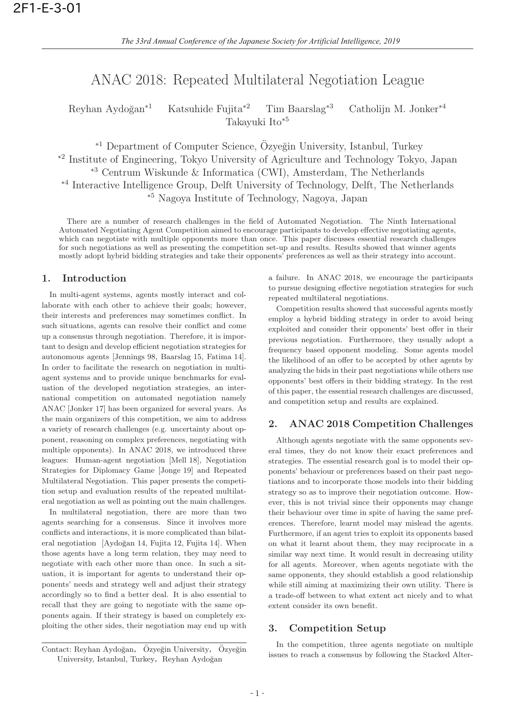# ANAC 2018: Repeated Multilateral Negotiation League

Reyhan Aydoğan[*1] Katsuhide Fujita[*2] Tim Baarslag[*3] Catholijn M. Jonker[*4] Takayuki Ito[*5]

[*1] Department of Computer Science, Özyeğin University, Istanbul, Turkey
[*2] Institute of Engineering, Tokyo University of Agriculture and Technology Tokyo, Japan
[*3] Centrum Wiskunde & Informatica (CWI), Amsterdam, The Netherlands
[*4] Interactive Intelligence Group, Delft University of Technology, Delft, The Netherlands
[*5] Nagoya Institute of Technology, Nagoya, Japan

There are a number of research challenges in the field of Automated Negotiation. The Ninth International Automated Negotiating Agent Competition aimed to encourage participants to develop effective negotiating agents, which can negotiate with multiple opponents more than once. This paper discusses essential research challenges for such negotiations as well as presenting the competition set-up and results. Results showed that winner agents mostly adopt hybrid bidding strategies and take their opponents' preferences as well as their strategy into account.

## 1. Introduction

In multi-agent systems, agents mostly interact and collaborate with each other to achieve their goals; however, their interests and preferences may sometimes conflict. In such situations, agents can resolve their conflict and come up a consensus through negotiation. Therefore, it is important to design and develop efficient negotiation strategies for autonomous agents [Jennings 98, Baarslag 15, Fatima 14]. In order to facilitate the research on negotiation in multi-agent systems and to provide unique benchmarks for evaluation of the developed negotiation strategies, an international competition on automated negotiation namely ANAC [Jonker 17] has been organized for several years. As the main organizers of this competition, we aim to address a variety of research challenges (e.g. uncertainty about opponent, reasoning on complex preferences, negotiating with multiple opponents). In ANAC 2018, we introduced three leagues: Human-agent negotiation [Mell 18], Negotiation Strategies for Diplomacy Game [Jonge 19] and Repeated Multilateral Negotiation. This paper presents the competition setup and evaluation results of the repeated multilateral negotiation as well as pointing out the main challenges.

In multilateral negotiation, there are more than two agents searching for a consensus. Since it involves more conflicts and interactions, it is more complicated than bilateral negotiation [Aydoğan 14, Fujita 12, Fujita 14]. When those agents have a long term relation, they may need to negotiate with each other more than once. In such a situation, it is important for agents to understand their opponents' needs and strategy well and adjust their strategy accordingly so to find a better deal. It is also essential to recall that they are going to negotiate with the same opponents again. If their strategy is based on completely exploiting the other sides, their negotiation may end up with a failure. In ANAC 2018, we encourage the participants to pursue designing effective negotiation strategies for such repeated multilateral negotiations.

Competition results showed that successful agents mostly employ a hybrid bidding strategy in order to avoid being exploited and consider their opponents' best offer in their previous negotiation. Furthermore, they usually adopt a frequency based opponent modeling. Some agents model the likelihood of an offer to be accepted by other agents by analyzing the bids in their past negotiations while others use opponents' best offers in their bidding strategy. In the rest of this paper, the essential research challenges are discussed, and competition setup and results are explained.

## 2. ANAC 2018 Competition Challenges

Although agents negotiate with the same opponents several times, they do not know their exact preferences and strategies. The essential research goal is to model their opponents' behaviour or preferences based on their past negotiations and to incorporate those models into their bidding strategy so as to improve their negotiation outcome. However, this is not trivial since their opponents may change their behaviour over time in spite of having the same preferences. Therefore, learnt model may mislead the agents. Furthermore, if an agent tries to exploit its opponents based on what it learnt about them, they may reciprocate in a similar way next time. It would result in decreasing utility for all agents. Moreover, when agents negotiate with the same opponents, they should establish a good relationship while still aiming at maximizing their own utility. There is a trade-off between to what extent act nicely and to what extent consider its own benefit.

## 3. Competition Setup

In the competition, three agents negotiate on multiple issues to reach a consensus by following the Stacked Alter-

Contact: Reyhan Aydoğan, Özyeğin University, Özyeğin University, Istanbul, Turkey, Reyhan Aydoğan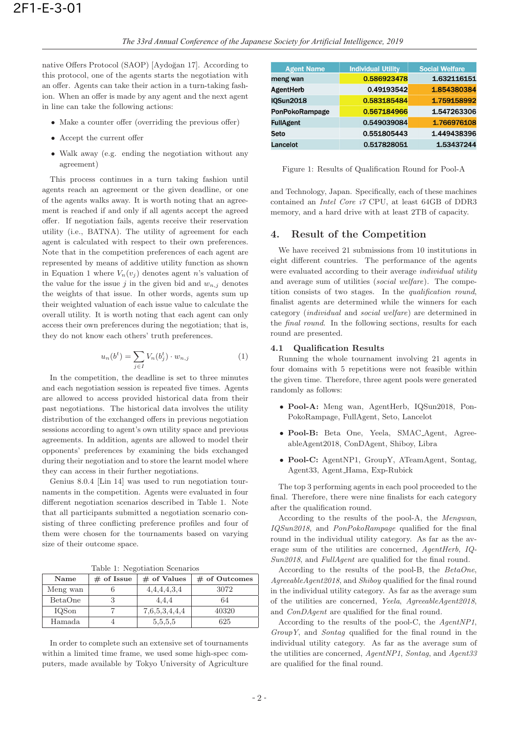native Offers Protocol (SAOP) [Aydoğan 17]. According to this protocol, one of the agents starts the negotiation with an offer. Agents can take their action in a turn-taking fashion. When an offer is made by any agent and the next agent in line can take the following actions:

- Make a counter offer (overriding the previous offer)
- Accept the current offer
- Walk away (e.g. ending the negotiation without any agreement)

This process continues in a turn taking fashion until agents reach an agreement or the given deadline, or one of the agents walks away. It is worth noting that an agreement is reached if and only if all agents accept the agreed offer. If negotiation fails, agents receive their reservation utility (i.e., BATNA). The utility of agreement for each agent is calculated with respect to their own preferences. Note that in the competition preferences of each agent are represented by means of additive utility function as shown in Equation 1 where $V_n(v_j)$ denotes agent $n$'s valuation of the value for the issue $j$ in the given bid and $w_{n,j}$ denotes the weights of that issue. In other words, agents sum up their weighted valuation of each issue value to calculate the overall utility. It is worth noting that each agent can only access their own preferences during the negotiation; that is, they do not know each others' truth preferences.

$$u_n(b^t) = \sum_{j \in I} V_n(b_j^t) \cdot w_{n,j} \tag{1}$$

In the competition, the deadline is set to three minutes and each negotiation session is repeated five times. Agents are allowed to access provided historical data from their past negotiations. The historical data involves the utility distribution of the exchanged offers in previous negotiation sessions according to agent's own utility space and previous agreements. In addition, agents are allowed to model their opponents' preferences by examining the bids exchanged during their negotiation and to store the learnt model where they can access in their further negotiations.

Genius 8.0.4 [Lin 14] was used to run negotiation tournaments in the competition. Agents were evaluated in four different negotiation scenarios described in Table 1. Note that all participants submitted a negotiation scenario consisting of three conflicting preference profiles and four of them were chosen for the tournaments based on varying size of their outcome space.

Table 1: Negotiation Scenarios

| Name | # of Issue | # of Values | # of Outcomes |
|---|---|---|---|
| Meng wan | 6 | 4,4,4,4,3,4 | 3072 |
| BetaOne | 3 | 4,4,4 | 64 |
| IQSon | 7 | 7,6,5,3,4,4,4 | 40320 |
| Hamada | 4 | 5,5,5,5 | 625 |

In order to complete such an extensive set of tournaments within a limited time frame, we used some high-spec computers, made available by Tokyo University of Agriculture and Technology, Japan. Specifically, each of these machines contained an *Intel Core i7* CPU, at least 64GB of DDR3 memory, and a hard drive with at least 2TB of capacity.

| Agent Name | Individual Utility | Social Welfare |
|---|---|---|
| meng wan | 0.586923478 | 1.632116151 |
| AgentHerb | 0.49193542 | 1.854380384 |
| IQSun2018 | 0.583185484 | 1.759158992 |
| PonPokoRampage | 0.567184966 | 1.547263306 |
| FullAgent | 0.549039084 | 1.766976108 |
| Seto | 0.551805443 | 1.449438396 |
| Lancelot | 0.517828051 | 1.53437244 |

Figure 1: Results of Qualification Round for Pool-A

## 4. Result of the Competition

We have received 21 submissions from 10 institutions in eight different countries. The performance of the agents were evaluated according to their average *individual utility* and average sum of utilities (*social welfare*). The competition consists of two stages. In the *qualification round*, finalist agents are determined while the winners for each category (*individual* and *social welfare*) are determined in the *final round*. In the following sections, results for each round are presented.

### 4.1 Qualification Results

Running the whole tournament involving 21 agents in four domains with 5 repetitions were not feasible within the given time. Therefore, three agent pools were generated randomly as follows:

- **Pool-A:** Meng wan, AgentHerb, IQSun2018, PonPokoRampage, FullAgent, Seto, Lancelot
- **Pool-B:** Beta One, Yeela, SMAC_Agent, AgreeableAgent2018, ConDAgent, Shiboy, Libra
- **Pool-C:** AgentNP1, GroupY, ATeamAgent, Sontag, Agent33, Agent_Hama, Exp-Rubick

The top 3 performing agents in each pool proceeded to the final. Therefore, there were nine finalists for each category after the qualification round.

According to the results of the pool-A, the *Mengwan*, *IQSun2018*, and *PonPokoRampage* qualified for the final round in the individual utility category. As far as the average sum of the utilities are concerned, *AgentHerb*, *IQSun2018*, and *FullAgent* are qualified for the final round.

According to the results of the pool-B, the *BetaOne*, *AgreeableAgent2018*, and *Shiboy* qualified for the final round in the individual utility category. As far as the average sum of the utilities are concerned, *Yeela*, *AgreeableAgent2018*, and *ConDAgent* are qualified for the final round.

According to the results of the pool-C, the *AgentNP1*, *GroupY*, and *Sontag* qualified for the final round in the individual utility category. As far as the average sum of the utilities are concerned, *AgentNP1*, *Sontag*, and *Agent33* are qualified for the final round.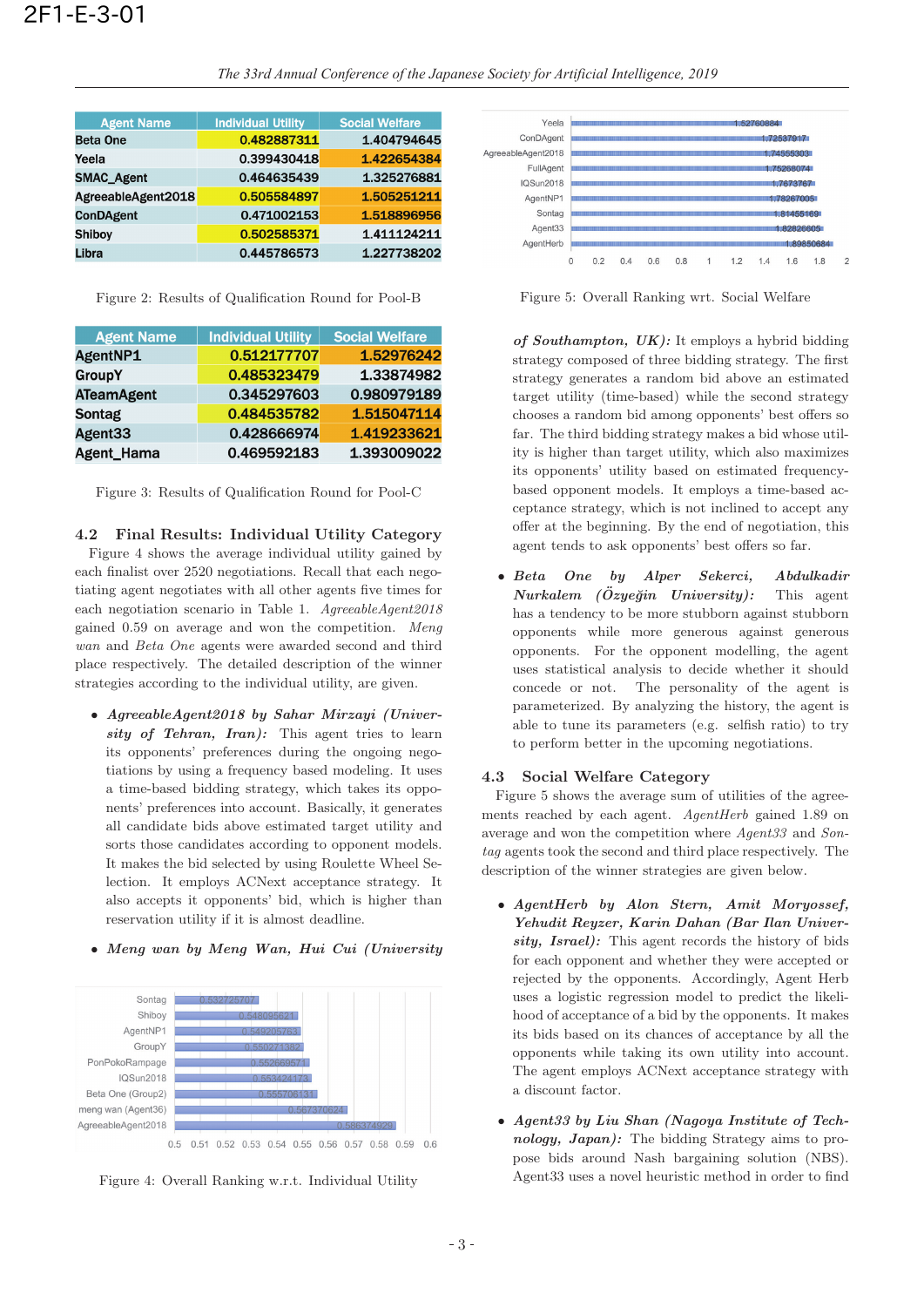| Agent Name | Individual Utility | Social Welfare |
|---|---|---|
| Beta One | 0.482887311 | 1.404794645 |
| Yeela | 0.399430418 | 1.422654384 |
| SMAC_Agent | 0.464635439 | 1.325276881 |
| AgreeableAgent2018 | 0.505584897 | 1.505251211 |
| ConDAgent | 0.471002153 | 1.518896956 |
| Shiboy | 0.502585371 | 1.411124211 |
| Libra | 0.445786573 | 1.227738202 |

Figure 2: Results of Qualification Round for Pool-B

| Agent Name | Individual Utility | Social Welfare |
|---|---|---|
| AgentNP1 | 0.512177707 | 1.52976242 |
| GroupY | 0.485323479 | 1.33874982 |
| ATeamAgent | 0.345297603 | 0.980979189 |
| Sontag | 0.484535782 | 1.515047114 |
| Agent33 | 0.428666974 | 1.419233621 |
| Agent_Hama | 0.469592183 | 1.393009022 |

Figure 3: Results of Qualification Round for Pool-C

### 4.2 Final Results: Individual Utility Category

Figure 4 shows the average individual utility gained by each finalist over 2520 negotiations. Recall that each negotiating agent negotiates with all other agents five times for each negotiation scenario in Table 1. *AgreeableAgent2018* gained 0.59 on average and won the competition. *Meng wan* and *Beta One* agents were awarded second and third place respectively. The detailed description of the winner strategies according to the individual utility, are given.

- ***AgreeableAgent2018 by Sahar Mirzayi (University of Tehran, Iran):*** This agent tries to learn its opponents' preferences during the ongoing negotiations by using a frequency based modeling. It uses a time-based bidding strategy, which takes its opponents' preferences into account. Basically, it generates all candidate bids above estimated target utility and sorts those candidates according to opponent models. It makes the bid selected by using Roulette Wheel Selection. It employs ACNext acceptance strategy. It also accepts it opponents' bid, which is higher than reservation utility if it is almost deadline.

- ***Meng wan by Meng Wan, Hui Cui (University of Southampton, UK):*** It employs a hybrid bidding strategy composed of three bidding strategy. The first strategy generates a random bid above an estimated target utility (time-based) while the second strategy chooses a random bid among opponents' best offers so far. The third bidding strategy makes a bid whose utility is higher than target utility, which also maximizes its opponents' utility based on estimated frequency-based opponent models. It employs a time-based acceptance strategy, which is not inclined to accept any offer at the beginning. By the end of negotiation, this agent tends to ask opponents' best offers so far.

| Agent | Individual Utility |
|---|---|
| Sontag | 0.532725707 |
| Shiboy | 0.548095621 |
| AgentNP1 | 0.549205763 |
| GroupY | 0.550273382 |
| PonPokoRampage | 0.552669571 |
| IQSun2018 | 0.553424173 |
| Beta One (Group2) | 0.555706131 |
| meng wan (Agent36) | 0.567370624 |
| AgreeableAgent2018 | 0.586374929 |

Figure 4: Overall Ranking w.r.t. Individual Utility

| Agent | Social Welfare |
|---|---|
| Yeela | 1.52760884 |
| ConDAgent | 1.72537917 |
| AgreeableAgent2018 | 1.74555303 |
| FullAgent | 1.75268074 |
| IQSun2018 | 1.7673767 |
| AgentNP1 | 1.78267005 |
| Sontag | 1.81455169 |
| Agent33 | 1.82826605 |
| AgentHerb | 1.89850684 |

Figure 5: Overall Ranking wrt. Social Welfare

- ***Beta One by Alper Sekerci, Abdulkadir Nurkalem (Özyeğin University):*** This agent has a tendency to be more stubborn against stubborn opponents while more generous against generous opponents. For the opponent modelling, the agent uses statistical analysis to decide whether it should concede or not. The personality of the agent is parameterized. By analyzing the history, the agent is able to tune its parameters (e.g. selfish ratio) to try to perform better in the upcoming negotiations.

### 4.3 Social Welfare Category

Figure 5 shows the average sum of utilities of the agreements reached by each agent. *AgentHerb* gained 1.89 on average and won the competition while *Agent33* and *Sontag* agents took the second and third place respectively. The description of the winner strategies are given below.

- ***AgentHerb by Alon Stern, Amit Moryossef, Yehudit Reyzer, Karin Dahan (Bar Ilan University, Israel):*** This agent records the history of bids for each opponent and whether they were accepted or rejected by the opponents. Accordingly, Agent Herb uses a logistic regression model to predict the likelihood of acceptance of a bid by the opponents. It makes its bids based on its chances of acceptance by all the opponents while taking its own utility into account. The agent employs ACNext acceptance strategy with a discount factor.

- ***Agent33 by Liu Shan (Nagoya Institute of Technology, Japan):*** The bidding Strategy aims to propose bids around Nash bargaining solution (NBS). Agent33 uses a novel heuristic method in order to find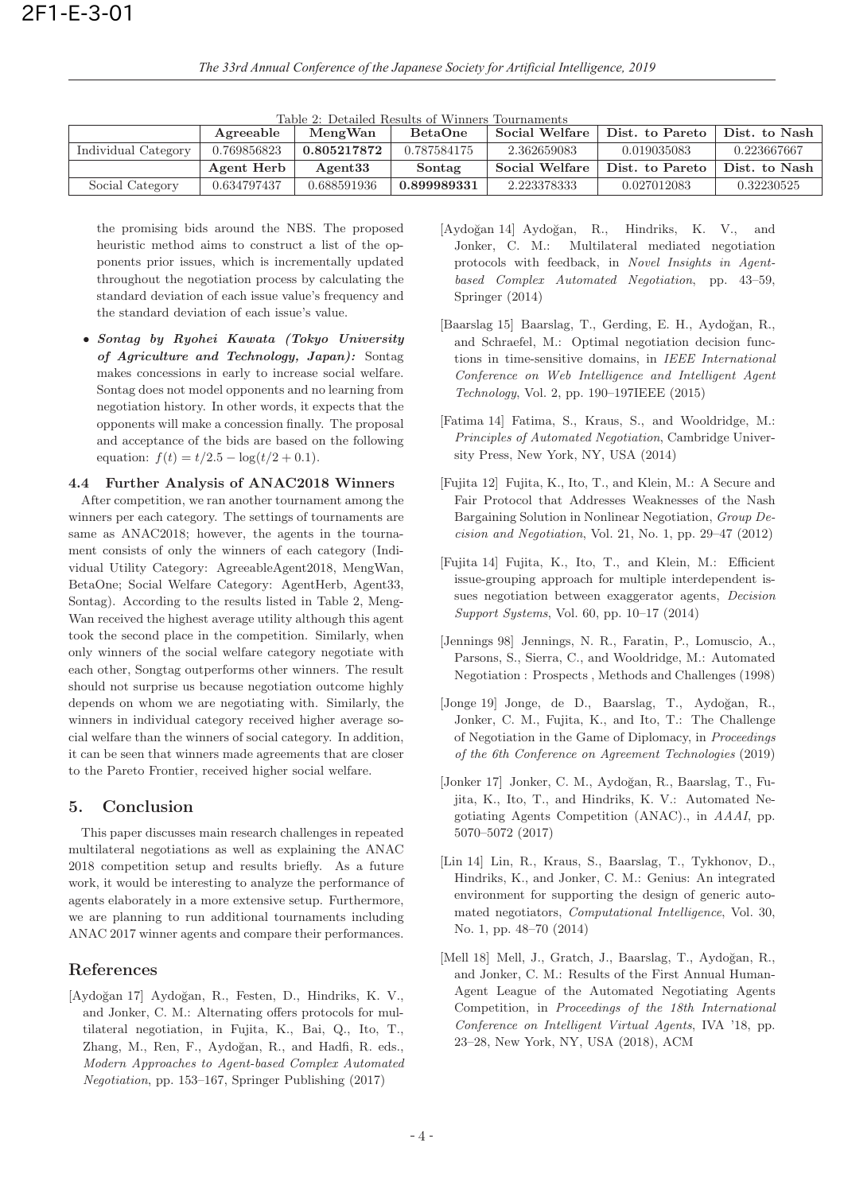Table 2: Detailed Results of Winners Tournaments

| | Agreeable | MengWan | BetaOne | Social Welfare | Dist. to Pareto | Dist. to Nash |
|---|---|---|---|---|---|---|
| Individual Category | 0.769856823 | **0.805217872** | 0.787584175 | 2.362659083 | 0.019035083 | 0.223667667 |
| | **Agent Herb** | **Agent33** | **Sontag** | **Social Welfare** | **Dist. to Pareto** | **Dist. to Nash** |
| Social Category | 0.634797437 | 0.688591936 | **0.899989331** | 2.223378333 | 0.027012083 | 0.32230525 |

the promising bids around the NBS. The proposed heuristic method aims to construct a list of the opponents prior issues, which is incrementally updated throughout the negotiation process by calculating the standard deviation of each issue value's frequency and the standard deviation of each issue's value.

- ***Sontag by Ryohei Kawata (Tokyo University of Agriculture and Technology, Japan):*** Sontag makes concessions in early to increase social welfare. Sontag does not model opponents and no learning from negotiation history. In other words, it expects that the opponents will make a concession finally. The proposal and acceptance of the bids are based on the following equation: $f(t) = t/2.5 - \log(t/2 + 0.1)$.

### 4.4 Further Analysis of ANAC2018 Winners

After competition, we ran another tournament among the winners per each category. The settings of tournaments are same as ANAC2018; however, the agents in the tournament consists of only the winners of each category (Individual Utility Category: AgreeableAgent2018, MengWan, BetaOne; Social Welfare Category: AgentHerb, Agent33, Sontag). According to the results listed in Table 2, MengWan received the highest average utility although this agent took the second place in the competition. Similarly, when only winners of the social welfare category negotiate with each other, Songtag outperforms other winners. The result should not surprise us because negotiation outcome highly depends on whom we are negotiating with. Similarly, the winners in individual category received higher average social welfare than the winners of social category. In addition, it can be seen that winners made agreements that are closer to the Pareto Frontier, received higher social welfare.

## 5. Conclusion

This paper discusses main research challenges in repeated multilateral negotiations as well as explaining the ANAC 2018 competition setup and results briefly. As a future work, it would be interesting to analyze the performance of agents elaborately in a more extensive setup. Furthermore, we are planning to run additional tournaments including ANAC 2017 winner agents and compare their performances.

## References

[Aydoğan 17] Aydoğan, R., Festen, D., Hindriks, K. V., and Jonker, C. M.: Alternating offers protocols for multilateral negotiation, in Fujita, K., Bai, Q., Ito, T., Zhang, M., Ren, F., Aydoğan, R., and Hadfi, R. eds., *Modern Approaches to Agent-based Complex Automated Negotiation*, pp. 153–167, Springer Publishing (2017)

[Aydoğan 14] Aydoğan, R., Hindriks, K. V., and Jonker, C. M.: Multilateral mediated negotiation protocols with feedback, in *Novel Insights in Agent-based Complex Automated Negotiation*, pp. 43–59, Springer (2014)

[Baarslag 15] Baarslag, T., Gerding, E. H., Aydoğan, R., and Schraefel, M.: Optimal negotiation decision functions in time-sensitive domains, in *IEEE International Conference on Web Intelligence and Intelligent Agent Technology*, Vol. 2, pp. 190–197IEEE (2015)

[Fatima 14] Fatima, S., Kraus, S., and Wooldridge, M.: *Principles of Automated Negotiation*, Cambridge University Press, New York, NY, USA (2014)

[Fujita 12] Fujita, K., Ito, T., and Klein, M.: A Secure and Fair Protocol that Addresses Weaknesses of the Nash Bargaining Solution in Nonlinear Negotiation, *Group Decision and Negotiation*, Vol. 21, No. 1, pp. 29–47 (2012)

[Fujita 14] Fujita, K., Ito, T., and Klein, M.: Efficient issue-grouping approach for multiple interdependent issues negotiation between exaggerator agents, *Decision Support Systems*, Vol. 60, pp. 10–17 (2014)

[Jennings 98] Jennings, N. R., Faratin, P., Lomuscio, A., Parsons, S., Sierra, C., and Wooldridge, M.: Automated Negotiation : Prospects , Methods and Challenges (1998)

[Jonge 19] Jonge, de D., Baarslag, T., Aydoğan, R., Jonker, C. M., Fujita, K., and Ito, T.: The Challenge of Negotiation in the Game of Diplomacy, in *Proceedings of the 6th Conference on Agreement Technologies* (2019)

[Jonker 17] Jonker, C. M., Aydoğan, R., Baarslag, T., Fujita, K., Ito, T., and Hindriks, K. V.: Automated Negotiating Agents Competition (ANAC)., in *AAAI*, pp. 5070–5072 (2017)

[Lin 14] Lin, R., Kraus, S., Baarslag, T., Tykhonov, D., Hindriks, K., and Jonker, C. M.: Genius: An integrated environment for supporting the design of generic automated negotiators, *Computational Intelligence*, Vol. 30, No. 1, pp. 48–70 (2014)

[Mell 18] Mell, J., Gratch, J., Baarslag, T., Aydoğan, R., and Jonker, C. M.: Results of the First Annual Human-Agent League of the Automated Negotiating Agents Competition, in *Proceedings of the 18th International Conference on Intelligent Virtual Agents*, IVA '18, pp. 23–28, New York, NY, USA (2018), ACM